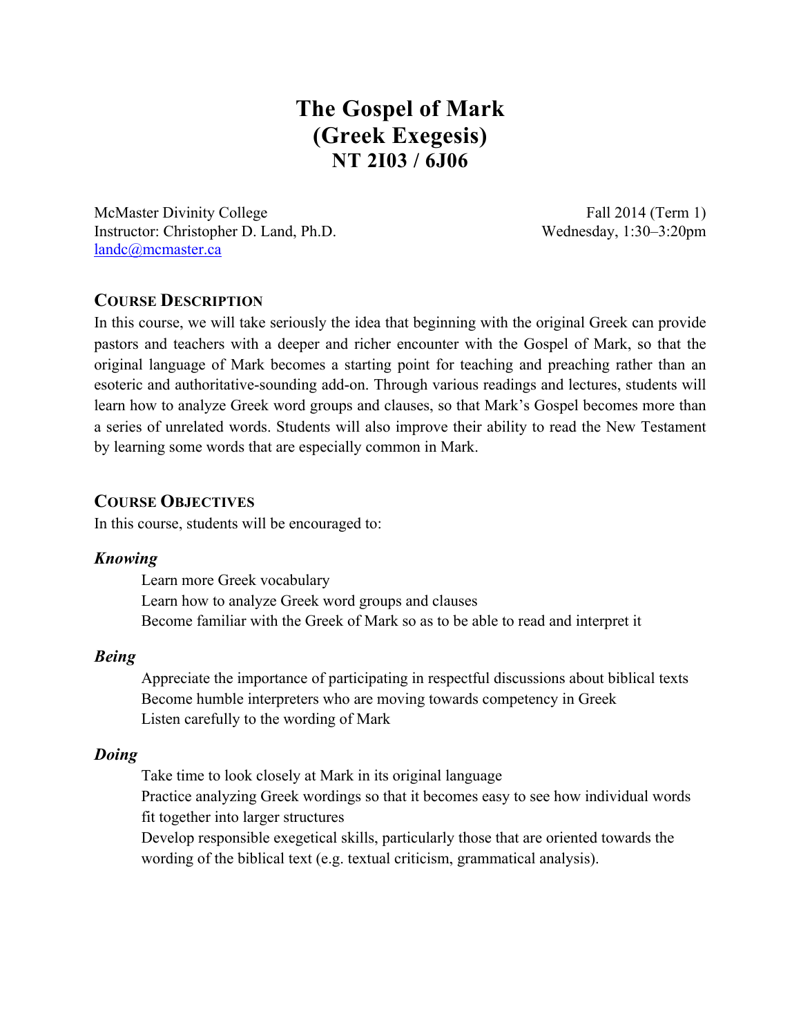# The Gospel of Mark
# (Greek Exegesis)
# NT 2I03 / 6J06

McMaster Divinity College
Instructor: Christopher D. Land, Ph.D.
landc@mcmaster.ca

Fall 2014 (Term 1)
Wednesday, 1:30–3:20pm

## COURSE DESCRIPTION

In this course, we will take seriously the idea that beginning with the original Greek can provide pastors and teachers with a deeper and richer encounter with the Gospel of Mark, so that the original language of Mark becomes a starting point for teaching and preaching rather than an esoteric and authoritative-sounding add-on. Through various readings and lectures, students will learn how to analyze Greek word groups and clauses, so that Mark's Gospel becomes more than a series of unrelated words. Students will also improve their ability to read the New Testament by learning some words that are especially common in Mark.

## COURSE OBJECTIVES

In this course, students will be encouraged to:

### *Knowing*

- Learn more Greek vocabulary
- Learn how to analyze Greek word groups and clauses
- Become familiar with the Greek of Mark so as to be able to read and interpret it

### *Being*

- Appreciate the importance of participating in respectful discussions about biblical texts
- Become humble interpreters who are moving towards competency in Greek
- Listen carefully to the wording of Mark

### *Doing*

- Take time to look closely at Mark in its original language
- Practice analyzing Greek wordings so that it becomes easy to see how individual words fit together into larger structures
- Develop responsible exegetical skills, particularly those that are oriented towards the wording of the biblical text (e.g. textual criticism, grammatical analysis).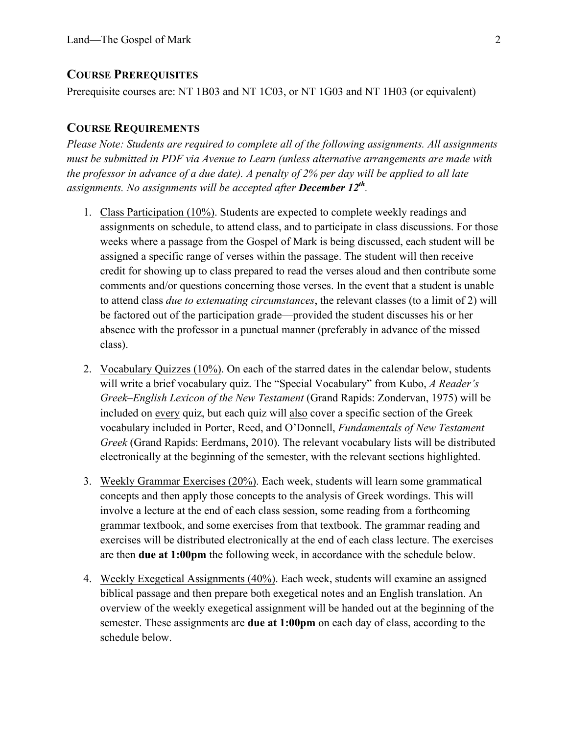## Course Prerequisites

Prerequisite courses are: NT 1B03 and NT 1C03, or NT 1G03 and NT 1H03 (or equivalent)

## Course Requirements

*Please Note: Students are required to complete all of the following assignments. All assignments must be submitted in PDF via Avenue to Learn (unless alternative arrangements are made with the professor in advance of a due date). A penalty of 2% per day will be applied to all late assignments. No assignments will be accepted after **December 12th**.*

1. Class Participation (10%). Students are expected to complete weekly readings and assignments on schedule, to attend class, and to participate in class discussions. For those weeks where a passage from the Gospel of Mark is being discussed, each student will be assigned a specific range of verses within the passage. The student will then receive credit for showing up to class prepared to read the verses aloud and then contribute some comments and/or questions concerning those verses. In the event that a student is unable to attend class *due to extenuating circumstances*, the relevant classes (to a limit of 2) will be factored out of the participation grade—provided the student discusses his or her absence with the professor in a punctual manner (preferably in advance of the missed class).

2. Vocabulary Quizzes (10%). On each of the starred dates in the calendar below, students will write a brief vocabulary quiz. The "Special Vocabulary" from Kubo, *A Reader's Greek–English Lexicon of the New Testament* (Grand Rapids: Zondervan, 1975) will be included on every quiz, but each quiz will also cover a specific section of the Greek vocabulary included in Porter, Reed, and O'Donnell, *Fundamentals of New Testament Greek* (Grand Rapids: Eerdmans, 2010). The relevant vocabulary lists will be distributed electronically at the beginning of the semester, with the relevant sections highlighted.

3. Weekly Grammar Exercises (20%). Each week, students will learn some grammatical concepts and then apply those concepts to the analysis of Greek wordings. This will involve a lecture at the end of each class session, some reading from a forthcoming grammar textbook, and some exercises from that textbook. The grammar reading and exercises will be distributed electronically at the end of each class lecture. The exercises are then **due at 1:00pm** the following week, in accordance with the schedule below.

4. Weekly Exegetical Assignments (40%). Each week, students will examine an assigned biblical passage and then prepare both exegetical notes and an English translation. An overview of the weekly exegetical assignment will be handed out at the beginning of the semester. These assignments are **due at 1:00pm** on each day of class, according to the schedule below.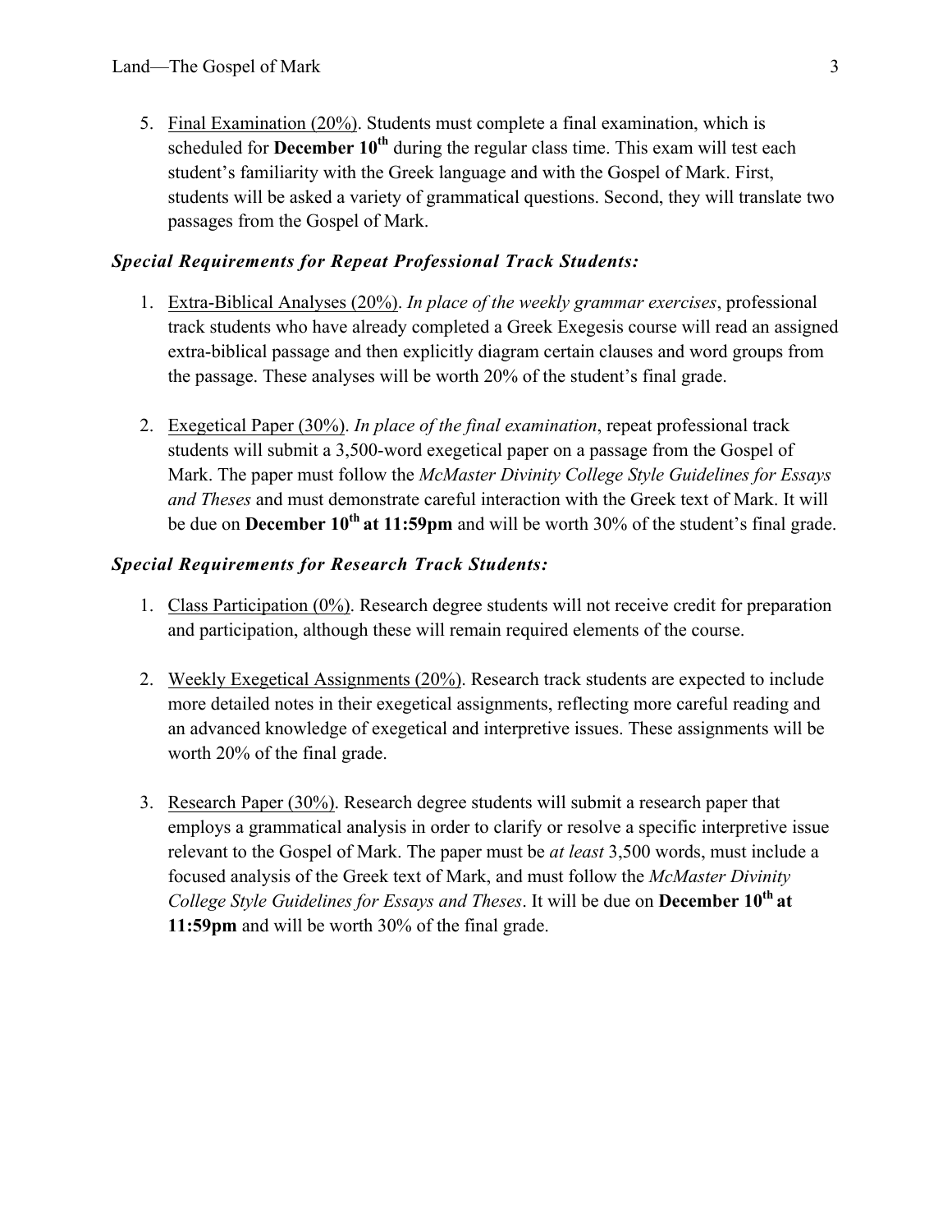5. Final Examination (20%). Students must complete a final examination, which is scheduled for **December 10th** during the regular class time. This exam will test each student's familiarity with the Greek language and with the Gospel of Mark. First, students will be asked a variety of grammatical questions. Second, they will translate two passages from the Gospel of Mark.

### *Special Requirements for Repeat Professional Track Students:*

1. Extra-Biblical Analyses (20%). *In place of the weekly grammar exercises*, professional track students who have already completed a Greek Exegesis course will read an assigned extra-biblical passage and then explicitly diagram certain clauses and word groups from the passage. These analyses will be worth 20% of the student's final grade.

2. Exegetical Paper (30%). *In place of the final examination*, repeat professional track students will submit a 3,500-word exegetical paper on a passage from the Gospel of Mark. The paper must follow the *McMaster Divinity College Style Guidelines for Essays and Theses* and must demonstrate careful interaction with the Greek text of Mark. It will be due on **December 10th at 11:59pm** and will be worth 30% of the student's final grade.

### *Special Requirements for Research Track Students:*

1. Class Participation (0%). Research degree students will not receive credit for preparation and participation, although these will remain required elements of the course.

2. Weekly Exegetical Assignments (20%). Research track students are expected to include more detailed notes in their exegetical assignments, reflecting more careful reading and an advanced knowledge of exegetical and interpretive issues. These assignments will be worth 20% of the final grade.

3. Research Paper (30%). Research degree students will submit a research paper that employs a grammatical analysis in order to clarify or resolve a specific interpretive issue relevant to the Gospel of Mark. The paper must be *at least* 3,500 words, must include a focused analysis of the Greek text of Mark, and must follow the *McMaster Divinity College Style Guidelines for Essays and Theses*. It will be due on **December 10th at 11:59pm** and will be worth 30% of the final grade.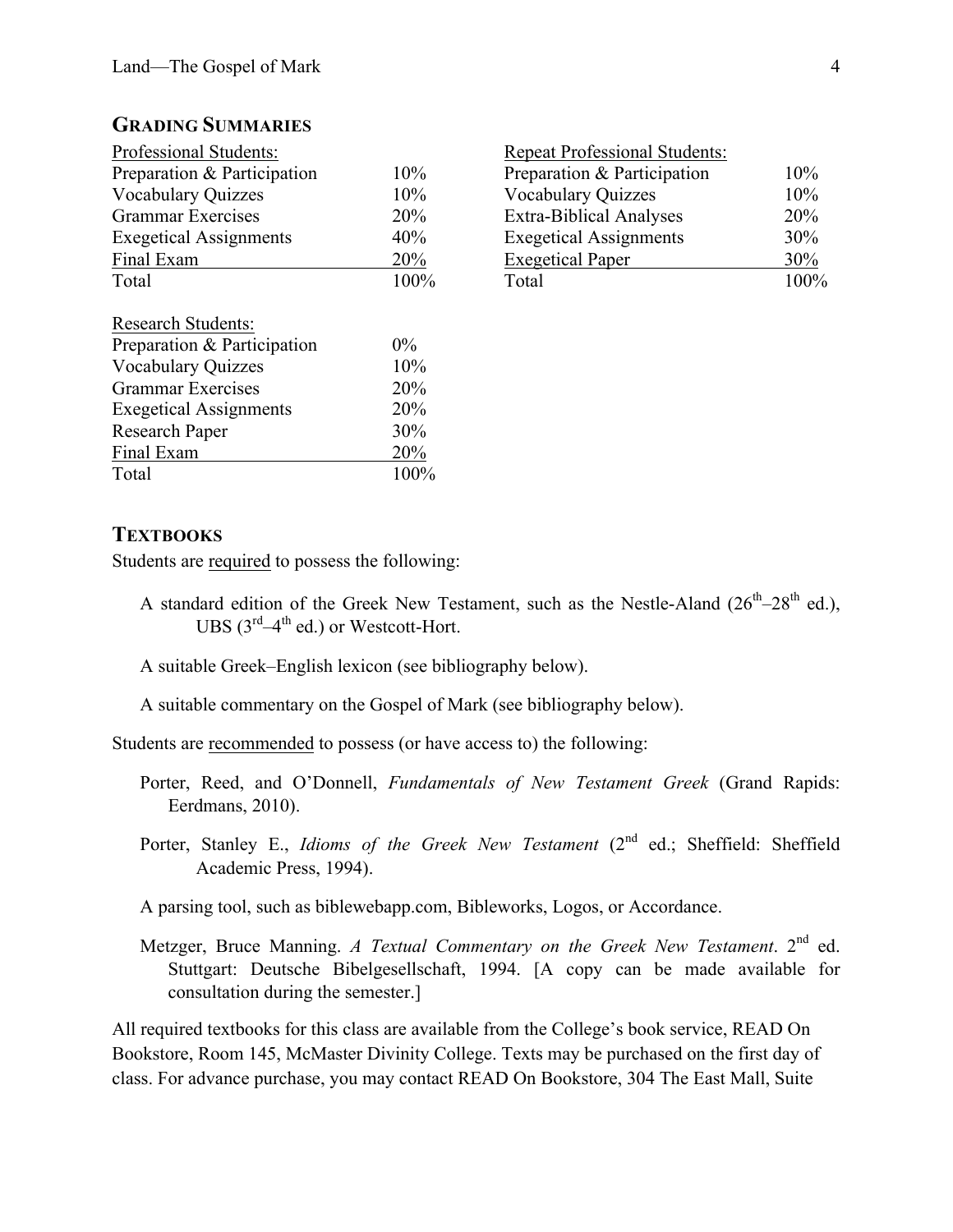## GRADING SUMMARIES

| Professional Students: | |
|---|---|
| Preparation & Participation | 10% |
| Vocabulary Quizzes | 10% |
| Grammar Exercises | 20% |
| Exegetical Assignments | 40% |
| Final Exam | 20% |
| Total | 100% |

| Repeat Professional Students: | |
|---|---|
| Preparation & Participation | 10% |
| Vocabulary Quizzes | 10% |
| Extra-Biblical Analyses | 20% |
| Exegetical Assignments | 30% |
| Exegetical Paper | 30% |
| Total | 100% |

| Research Students: | |
|---|---|
| Preparation & Participation | 0% |
| Vocabulary Quizzes | 10% |
| Grammar Exercises | 20% |
| Exegetical Assignments | 20% |
| Research Paper | 30% |
| Final Exam | 20% |
| Total | 100% |

## TEXTBOOKS

Students are required to possess the following:

A standard edition of the Greek New Testament, such as the Nestle-Aland (26th–28th ed.), UBS (3rd–4th ed.) or Westcott-Hort.

A suitable Greek–English lexicon (see bibliography below).

A suitable commentary on the Gospel of Mark (see bibliography below).

Students are recommended to possess (or have access to) the following:

Porter, Reed, and O'Donnell, *Fundamentals of New Testament Greek* (Grand Rapids: Eerdmans, 2010).

Porter, Stanley E., *Idioms of the Greek New Testament* (2nd ed.; Sheffield: Sheffield Academic Press, 1994).

A parsing tool, such as biblewebapp.com, Bibleworks, Logos, or Accordance.

Metzger, Bruce Manning. *A Textual Commentary on the Greek New Testament*. 2nd ed. Stuttgart: Deutsche Bibelgesellschaft, 1994. [A copy can be made available for consultation during the semester.]

All required textbooks for this class are available from the College's book service, READ On Bookstore, Room 145, McMaster Divinity College. Texts may be purchased on the first day of class. For advance purchase, you may contact READ On Bookstore, 304 The East Mall, Suite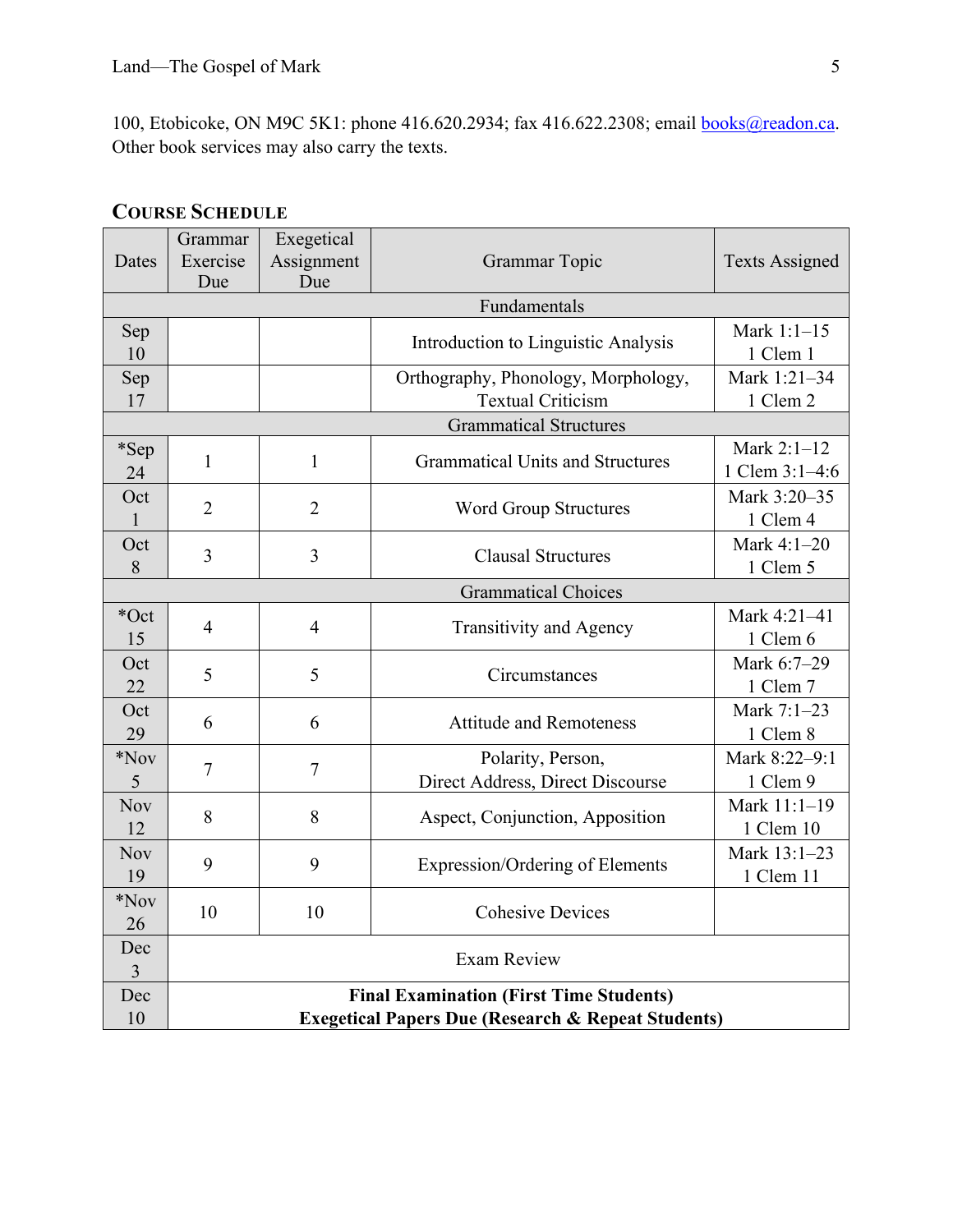100, Etobicoke, ON M9C 5K1: phone 416.620.2934; fax 416.622.2308; email books@readon.ca. Other book services may also carry the texts.

## Course Schedule

| Dates | Grammar Exercise Due | Exegetical Assignment Due | Grammar Topic | Texts Assigned |
|---|---|---|---|---|
| | | | **Fundamentals** | |
| Sep 10 | | | Introduction to Linguistic Analysis | Mark 1:1–15<br>1 Clem 1 |
| Sep 17 | | | Orthography, Phonology, Morphology, Textual Criticism | Mark 1:21–34<br>1 Clem 2 |
| | | | **Grammatical Structures** | |
| *Sep 24 | 1 | 1 | Grammatical Units and Structures | Mark 2:1–12<br>1 Clem 3:1–4:6 |
| Oct 1 | 2 | 2 | Word Group Structures | Mark 3:20–35<br>1 Clem 4 |
| Oct 8 | 3 | 3 | Clausal Structures | Mark 4:1–20<br>1 Clem 5 |
| | | | **Grammatical Choices** | |
| *Oct 15 | 4 | 4 | Transitivity and Agency | Mark 4:21–41<br>1 Clem 6 |
| Oct 22 | 5 | 5 | Circumstances | Mark 6:7–29<br>1 Clem 7 |
| Oct 29 | 6 | 6 | Attitude and Remoteness | Mark 7:1–23<br>1 Clem 8 |
| *Nov 5 | 7 | 7 | Polarity, Person,<br>Direct Address, Direct Discourse | Mark 8:22–9:1<br>1 Clem 9 |
| Nov 12 | 8 | 8 | Aspect, Conjunction, Apposition | Mark 11:1–19<br>1 Clem 10 |
| Nov 19 | 9 | 9 | Expression/Ordering of Elements | Mark 13:1–23<br>1 Clem 11 |
| *Nov 26 | 10 | 10 | Cohesive Devices | |
| Dec 3 | Exam Review | | | |
| Dec 10 | **Final Examination (First Time Students)**<br>**Exegetical Papers Due (Research & Repeat Students)** | | | |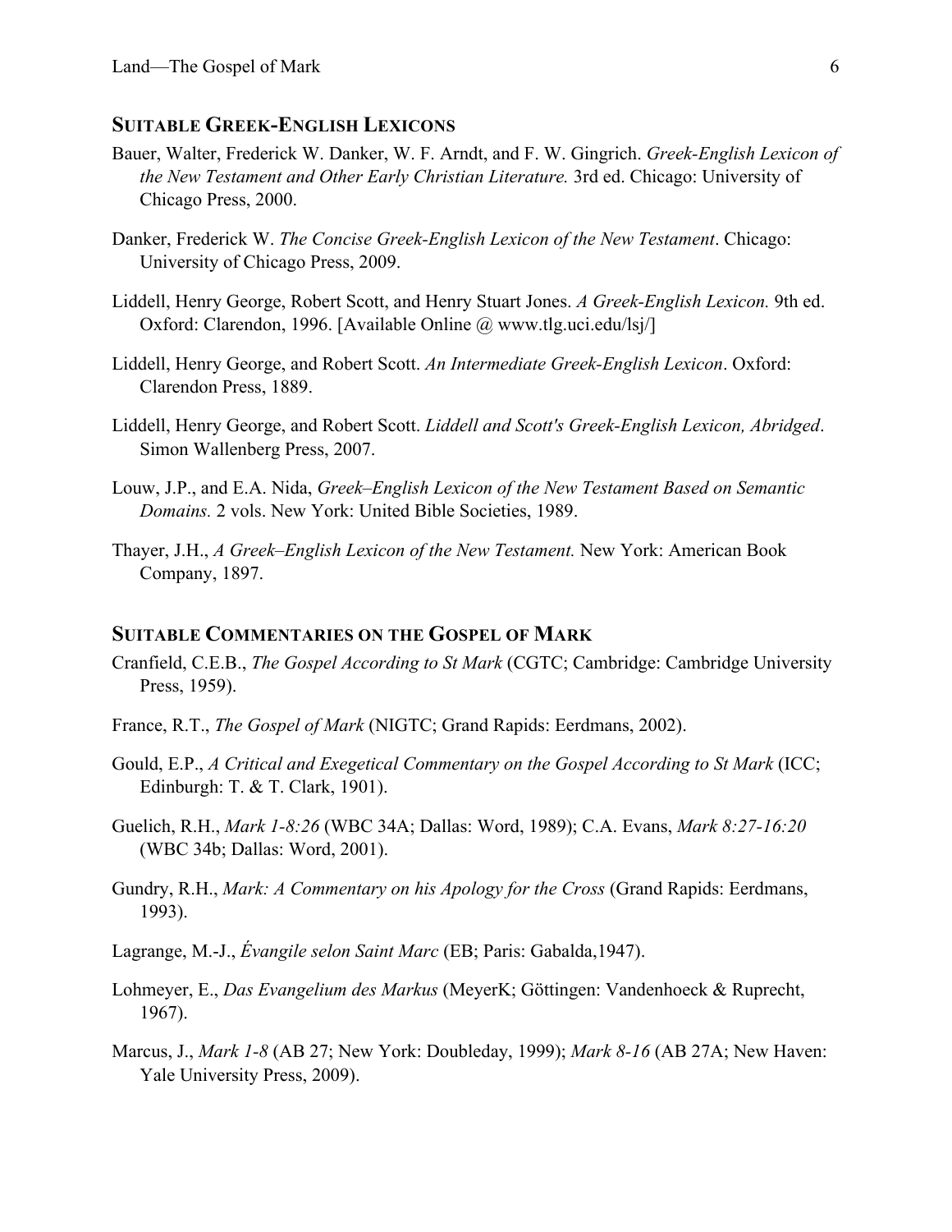## SUITABLE GREEK-ENGLISH LEXICONS

Bauer, Walter, Frederick W. Danker, W. F. Arndt, and F. W. Gingrich. *Greek-English Lexicon of the New Testament and Other Early Christian Literature.* 3rd ed. Chicago: University of Chicago Press, 2000.

Danker, Frederick W. *The Concise Greek-English Lexicon of the New Testament*. Chicago: University of Chicago Press, 2009.

Liddell, Henry George, Robert Scott, and Henry Stuart Jones. *A Greek-English Lexicon.* 9th ed. Oxford: Clarendon, 1996. [Available Online @ www.tlg.uci.edu/lsj/]

Liddell, Henry George, and Robert Scott. *An Intermediate Greek-English Lexicon*. Oxford: Clarendon Press, 1889.

Liddell, Henry George, and Robert Scott. *Liddell and Scott's Greek-English Lexicon, Abridged*. Simon Wallenberg Press, 2007.

Louw, J.P., and E.A. Nida, *Greek–English Lexicon of the New Testament Based on Semantic Domains.* 2 vols. New York: United Bible Societies, 1989.

Thayer, J.H., *A Greek–English Lexicon of the New Testament.* New York: American Book Company, 1897.

## SUITABLE COMMENTARIES ON THE GOSPEL OF MARK

Cranfield, C.E.B., *The Gospel According to St Mark* (CGTC; Cambridge: Cambridge University Press, 1959).

France, R.T., *The Gospel of Mark* (NIGTC; Grand Rapids: Eerdmans, 2002).

Gould, E.P., *A Critical and Exegetical Commentary on the Gospel According to St Mark* (ICC; Edinburgh: T. & T. Clark, 1901).

Guelich, R.H., *Mark 1-8:26* (WBC 34A; Dallas: Word, 1989); C.A. Evans, *Mark 8:27-16:20* (WBC 34b; Dallas: Word, 2001).

Gundry, R.H., *Mark: A Commentary on his Apology for the Cross* (Grand Rapids: Eerdmans, 1993).

Lagrange, M.-J., *Évangile selon Saint Marc* (EB; Paris: Gabalda,1947).

Lohmeyer, E., *Das Evangelium des Markus* (MeyerK; Göttingen: Vandenhoeck & Ruprecht, 1967).

Marcus, J., *Mark 1-8* (AB 27; New York: Doubleday, 1999); *Mark 8-16* (AB 27A; New Haven: Yale University Press, 2009).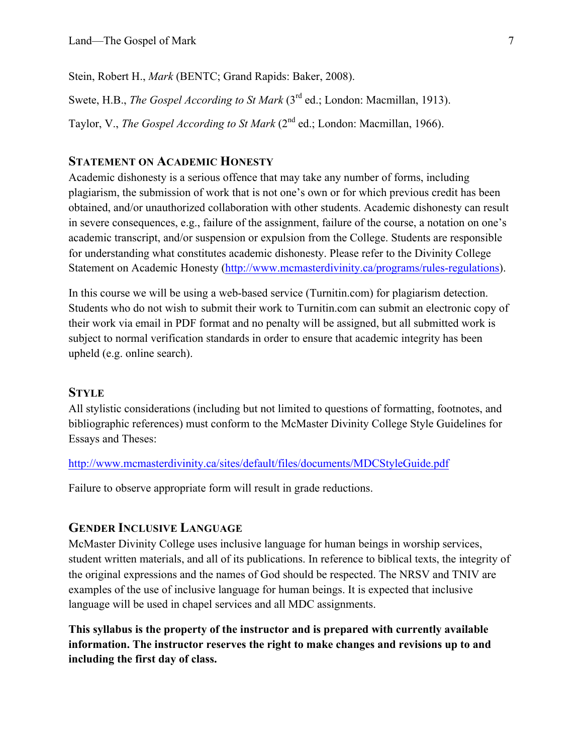Stein, Robert H., *Mark* (BENTC; Grand Rapids: Baker, 2008).

Swete, H.B., *The Gospel According to St Mark* (3rd ed.; London: Macmillan, 1913).

Taylor, V., *The Gospel According to St Mark* (2nd ed.; London: Macmillan, 1966).

## Statement on Academic Honesty

Academic dishonesty is a serious offence that may take any number of forms, including plagiarism, the submission of work that is not one's own or for which previous credit has been obtained, and/or unauthorized collaboration with other students. Academic dishonesty can result in severe consequences, e.g., failure of the assignment, failure of the course, a notation on one's academic transcript, and/or suspension or expulsion from the College. Students are responsible for understanding what constitutes academic dishonesty. Please refer to the Divinity College Statement on Academic Honesty (http://www.mcmasterdivinity.ca/programs/rules-regulations).

In this course we will be using a web-based service (Turnitin.com) for plagiarism detection. Students who do not wish to submit their work to Turnitin.com can submit an electronic copy of their work via email in PDF format and no penalty will be assigned, but all submitted work is subject to normal verification standards in order to ensure that academic integrity has been upheld (e.g. online search).

## Style

All stylistic considerations (including but not limited to questions of formatting, footnotes, and bibliographic references) must conform to the McMaster Divinity College Style Guidelines for Essays and Theses:

http://www.mcmasterdivinity.ca/sites/default/files/documents/MDCStyleGuide.pdf

Failure to observe appropriate form will result in grade reductions.

## Gender Inclusive Language

McMaster Divinity College uses inclusive language for human beings in worship services, student written materials, and all of its publications. In reference to biblical texts, the integrity of the original expressions and the names of God should be respected. The NRSV and TNIV are examples of the use of inclusive language for human beings. It is expected that inclusive language will be used in chapel services and all MDC assignments.

**This syllabus is the property of the instructor and is prepared with currently available information. The instructor reserves the right to make changes and revisions up to and including the first day of class.**